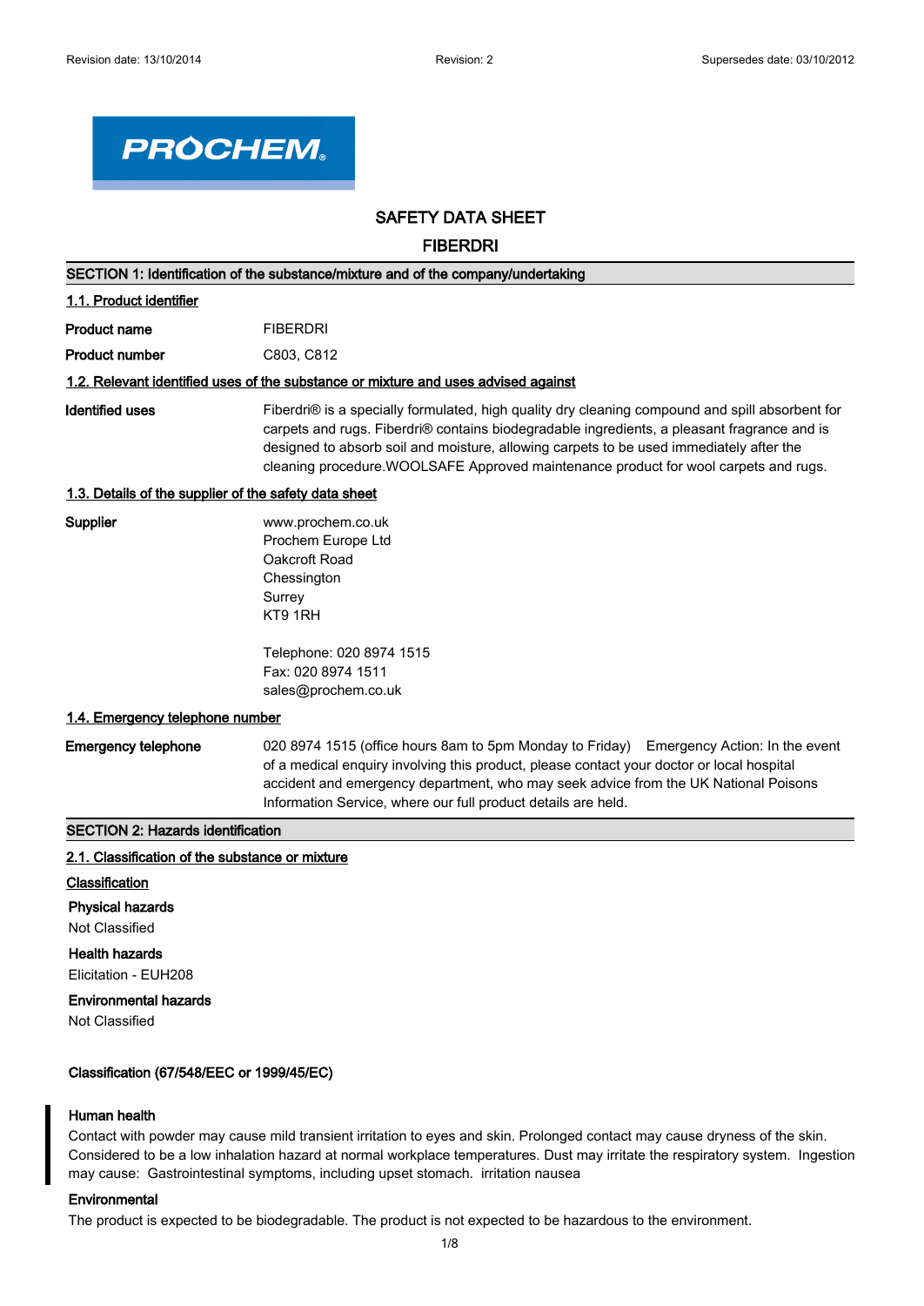# SAFETY DATA SHEET

## FIBERDRI

## SECTION 1: Identification of the substance/mixture and of the company/undertaking

### 1.1. Product identifier

**Product name** FIBERDRI

**Product number** C803, C812

### 1.2. Relevant identified uses of the substance or mixture and uses advised against

**Identified uses** Fiberdri® is a specially formulated, high quality dry cleaning compound and spill absorbent for carpets and rugs. Fiberdri® contains biodegradable ingredients, a pleasant fragrance and is designed to absorb soil and moisture, allowing carpets to be used immediately after the cleaning procedure.WOOLSAFE Approved maintenance product for wool carpets and rugs.

### 1.3. Details of the supplier of the safety data sheet

**Supplier**
www.prochem.co.uk
Prochem Europe Ltd
Oakcroft Road
Chessington
Surrey
KT9 1RH

Telephone: 020 8974 1515
Fax: 020 8974 1511
sales@prochem.co.uk

### 1.4. Emergency telephone number

**Emergency telephone** 020 8974 1515 (office hours 8am to 5pm Monday to Friday) Emergency Action: In the event of a medical enquiry involving this product, please contact your doctor or local hospital accident and emergency department, who may seek advice from the UK National Poisons Information Service, where our full product details are held.

## SECTION 2: Hazards identification

### 2.1. Classification of the substance or mixture

**Classification**

**Physical hazards**
Not Classified

**Health hazards**
Elicitation - EUH208

**Environmental hazards**
Not Classified

**Classification (67/548/EEC or 1999/45/EC)**

**Human health**
Contact with powder may cause mild transient irritation to eyes and skin. Prolonged contact may cause dryness of the skin. Considered to be a low inhalation hazard at normal workplace temperatures. Dust may irritate the respiratory system. Ingestion may cause: Gastrointestinal symptoms, including upset stomach. irritation nausea

**Environmental**
The product is expected to be biodegradable. The product is not expected to be hazardous to the environment.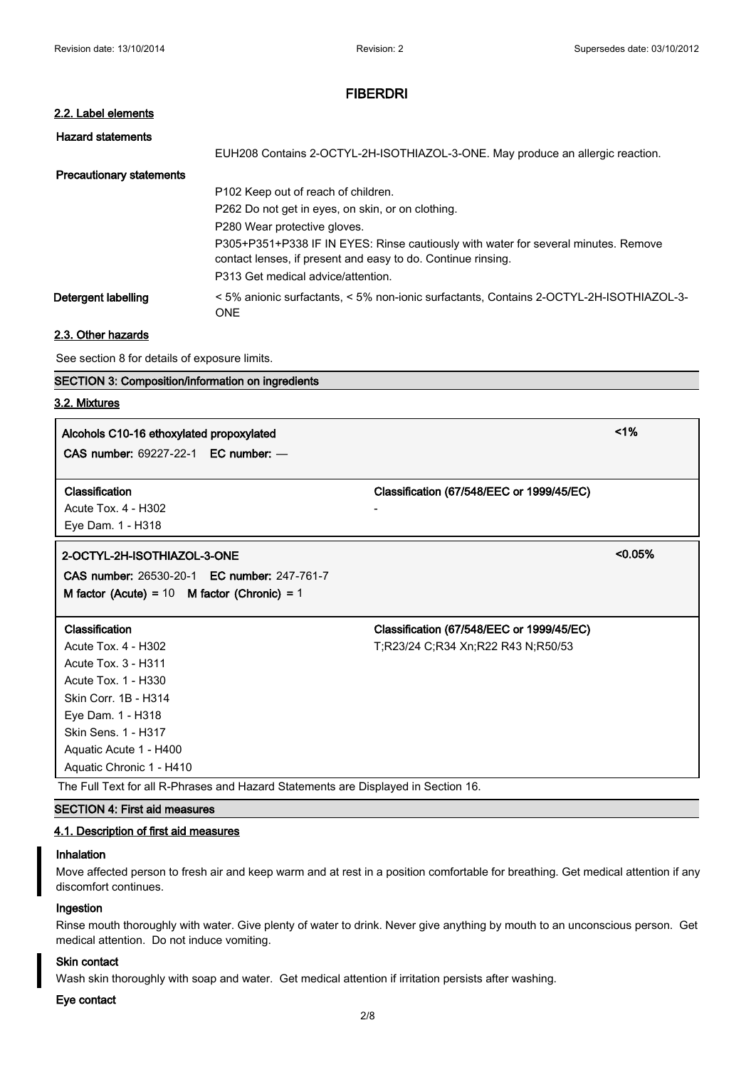# FIBERDRI

## 2.2. Label elements

**Hazard statements**

EUH208 Contains 2-OCTYL-2H-ISOTHIAZOL-3-ONE. May produce an allergic reaction.

**Precautionary statements**

P102 Keep out of reach of children.

P262 Do not get in eyes, on skin, or on clothing.

P280 Wear protective gloves.

P305+P351+P338 IF IN EYES: Rinse cautiously with water for several minutes. Remove contact lenses, if present and easy to do. Continue rinsing.

P313 Get medical advice/attention.

**Detergent labelling**

< 5% anionic surfactants, < 5% non-ionic surfactants, Contains 2-OCTYL-2H-ISOTHIAZOL-3-ONE

## 2.3. Other hazards

See section 8 for details of exposure limits.

## SECTION 3: Composition/information on ingredients

## 3.2. Mixtures

**Alcohols C10-16 ethoxylated propoxylated** — <1%

**CAS number:** 69227-22-1 **EC number:** —

| Classification | Classification (67/548/EEC or 1999/45/EC) |
|---|---|
| Acute Tox. 4 - H302<br>Eye Dam. 1 - H318 | - |

**2-OCTYL-2H-ISOTHIAZOL-3-ONE** — <0.05%

**CAS number:** 26530-20-1 **EC number:** 247-761-7

**M factor (Acute)** = 10 **M factor (Chronic)** = 1

| Classification | Classification (67/548/EEC or 1999/45/EC) |
|---|---|
| Acute Tox. 4 - H302<br>Acute Tox. 3 - H311<br>Acute Tox. 1 - H330<br>Skin Corr. 1B - H314<br>Eye Dam. 1 - H318<br>Skin Sens. 1 - H317<br>Aquatic Acute 1 - H400<br>Aquatic Chronic 1 - H410 | T;R23/24 C;R34 Xn;R22 R43 N;R50/53 |

The Full Text for all R-Phrases and Hazard Statements are Displayed in Section 16.

## SECTION 4: First aid measures

## 4.1. Description of first aid measures

**Inhalation**

Move affected person to fresh air and keep warm and at rest in a position comfortable for breathing. Get medical attention if any discomfort continues.

**Ingestion**

Rinse mouth thoroughly with water. Give plenty of water to drink. Never give anything by mouth to an unconscious person. Get medical attention. Do not induce vomiting.

**Skin contact**

Wash skin thoroughly with soap and water. Get medical attention if irritation persists after washing.

**Eye contact**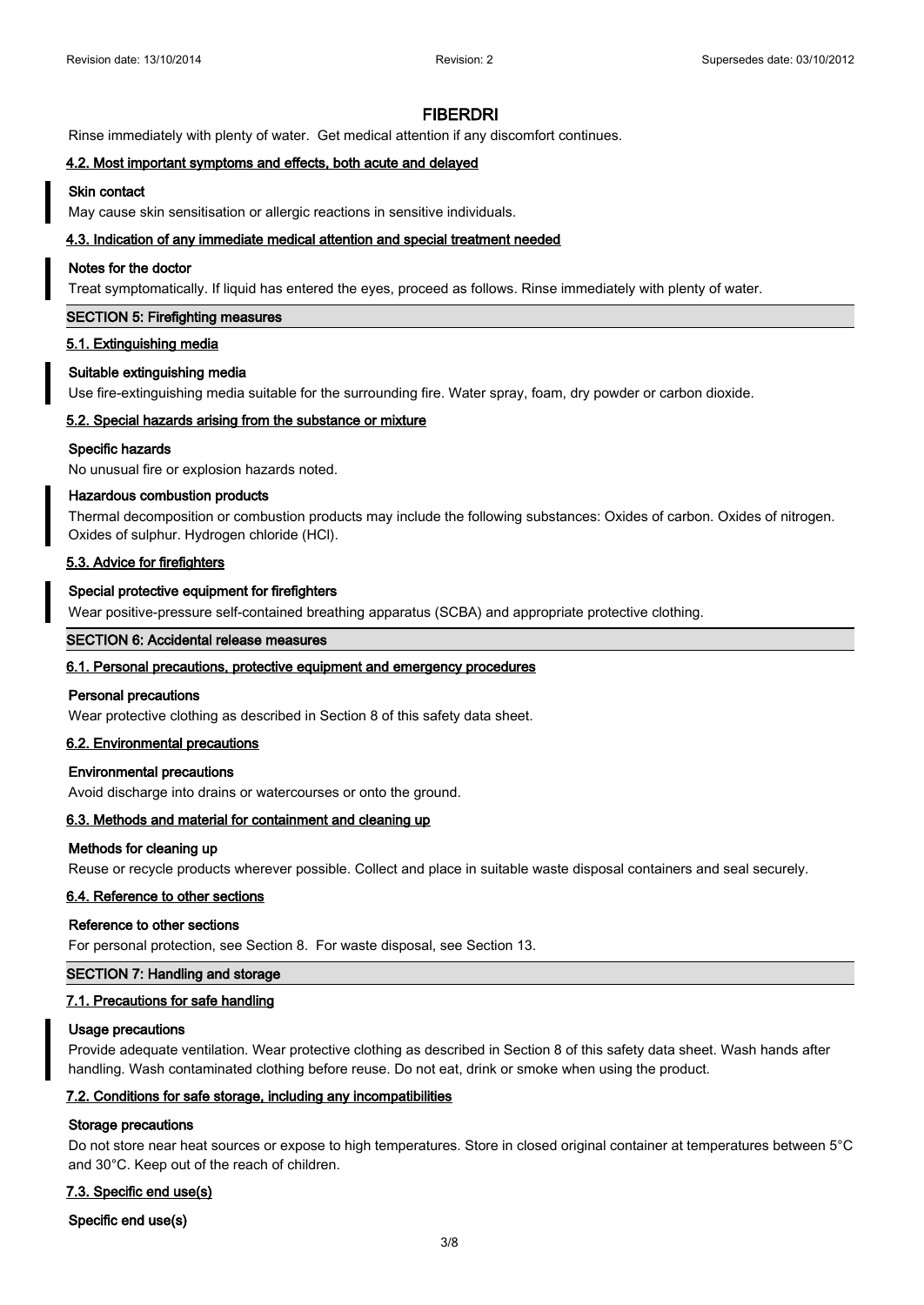# FIBERDRI

Rinse immediately with plenty of water. Get medical attention if any discomfort continues.

### 4.2. Most important symptoms and effects, both acute and delayed

**Skin contact**

May cause skin sensitisation or allergic reactions in sensitive individuals.

### 4.3. Indication of any immediate medical attention and special treatment needed

**Notes for the doctor**

Treat symptomatically. If liquid has entered the eyes, proceed as follows. Rinse immediately with plenty of water.

## SECTION 5: Firefighting measures

### 5.1. Extinguishing media

**Suitable extinguishing media**

Use fire-extinguishing media suitable for the surrounding fire. Water spray, foam, dry powder or carbon dioxide.

### 5.2. Special hazards arising from the substance or mixture

**Specific hazards**

No unusual fire or explosion hazards noted.

**Hazardous combustion products**

Thermal decomposition or combustion products may include the following substances: Oxides of carbon. Oxides of nitrogen. Oxides of sulphur. Hydrogen chloride (HCl).

### 5.3. Advice for firefighters

**Special protective equipment for firefighters**

Wear positive-pressure self-contained breathing apparatus (SCBA) and appropriate protective clothing.

## SECTION 6: Accidental release measures

### 6.1. Personal precautions, protective equipment and emergency procedures

**Personal precautions**

Wear protective clothing as described in Section 8 of this safety data sheet.

### 6.2. Environmental precautions

**Environmental precautions**

Avoid discharge into drains or watercourses or onto the ground.

### 6.3. Methods and material for containment and cleaning up

**Methods for cleaning up**

Reuse or recycle products wherever possible. Collect and place in suitable waste disposal containers and seal securely.

### 6.4. Reference to other sections

**Reference to other sections**

For personal protection, see Section 8. For waste disposal, see Section 13.

## SECTION 7: Handling and storage

### 7.1. Precautions for safe handling

**Usage precautions**

Provide adequate ventilation. Wear protective clothing as described in Section 8 of this safety data sheet. Wash hands after handling. Wash contaminated clothing before reuse. Do not eat, drink or smoke when using the product.

### 7.2. Conditions for safe storage, including any incompatibilities

**Storage precautions**

Do not store near heat sources or expose to high temperatures. Store in closed original container at temperatures between 5°C and 30°C. Keep out of the reach of children.

### 7.3. Specific end use(s)

**Specific end use(s)**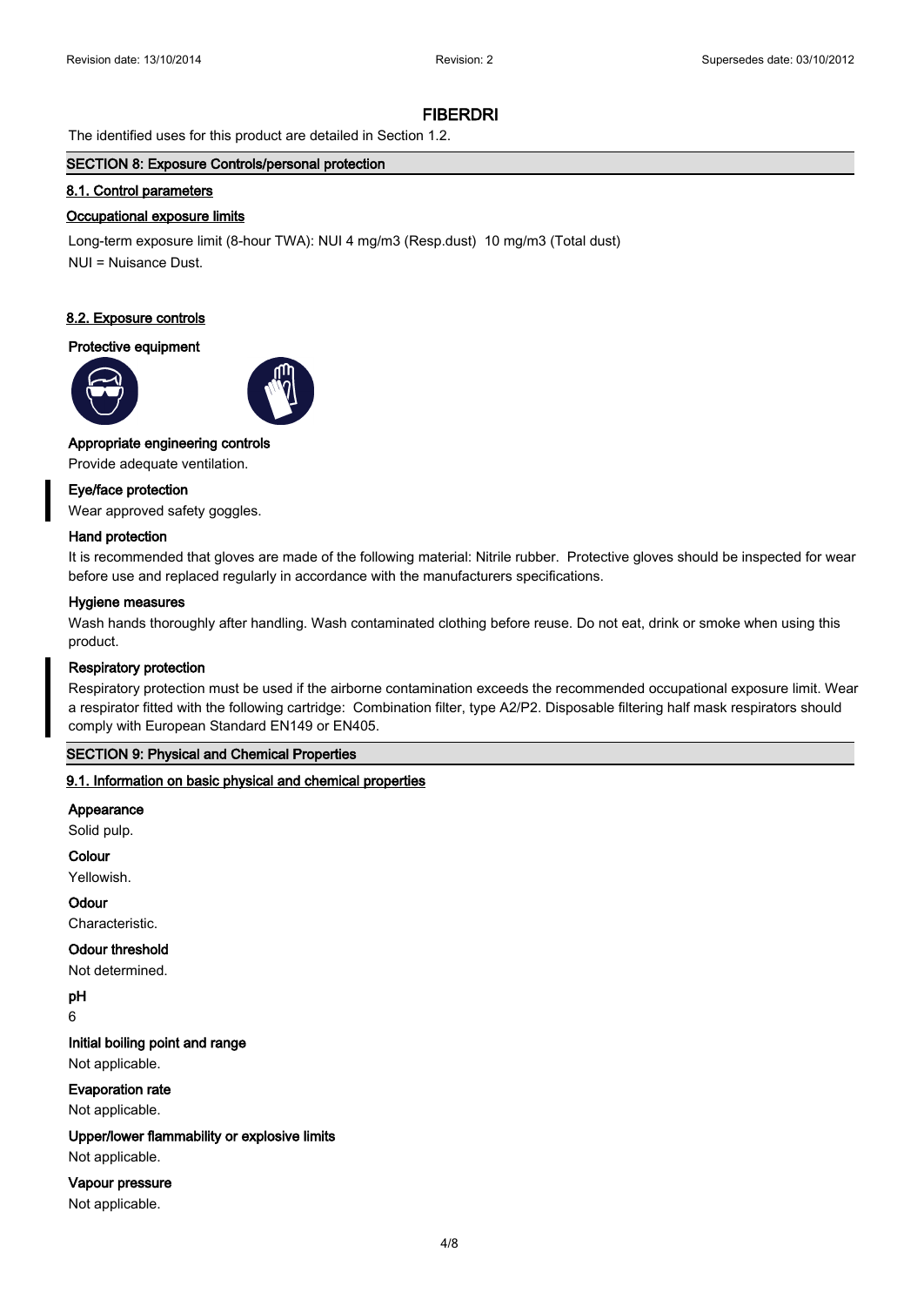# FIBERDRI

The identified uses for this product are detailed in Section 1.2.

## SECTION 8: Exposure Controls/personal protection

### 8.1. Control parameters

#### Occupational exposure limits

Long-term exposure limit (8-hour TWA): NUI 4 mg/m3 (Resp.dust) 10 mg/m3 (Total dust)

NUI = Nuisance Dust.

### 8.2. Exposure controls

#### Protective equipment

#### Appropriate engineering controls

Provide adequate ventilation.

#### Eye/face protection

Wear approved safety goggles.

#### Hand protection

It is recommended that gloves are made of the following material: Nitrile rubber. Protective gloves should be inspected for wear before use and replaced regularly in accordance with the manufacturers specifications.

#### Hygiene measures

Wash hands thoroughly after handling. Wash contaminated clothing before reuse. Do not eat, drink or smoke when using this product.

#### Respiratory protection

Respiratory protection must be used if the airborne contamination exceeds the recommended occupational exposure limit. Wear a respirator fitted with the following cartridge: Combination filter, type A2/P2. Disposable filtering half mask respirators should comply with European Standard EN149 or EN405.

## SECTION 9: Physical and Chemical Properties

### 9.1. Information on basic physical and chemical properties

#### Appearance

Solid pulp.

#### Colour

Yellowish.

#### Odour

Characteristic.

#### Odour threshold

Not determined.

#### pH

6

#### Initial boiling point and range

Not applicable.

#### Evaporation rate

Not applicable.

#### Upper/lower flammability or explosive limits

Not applicable.

#### Vapour pressure

Not applicable.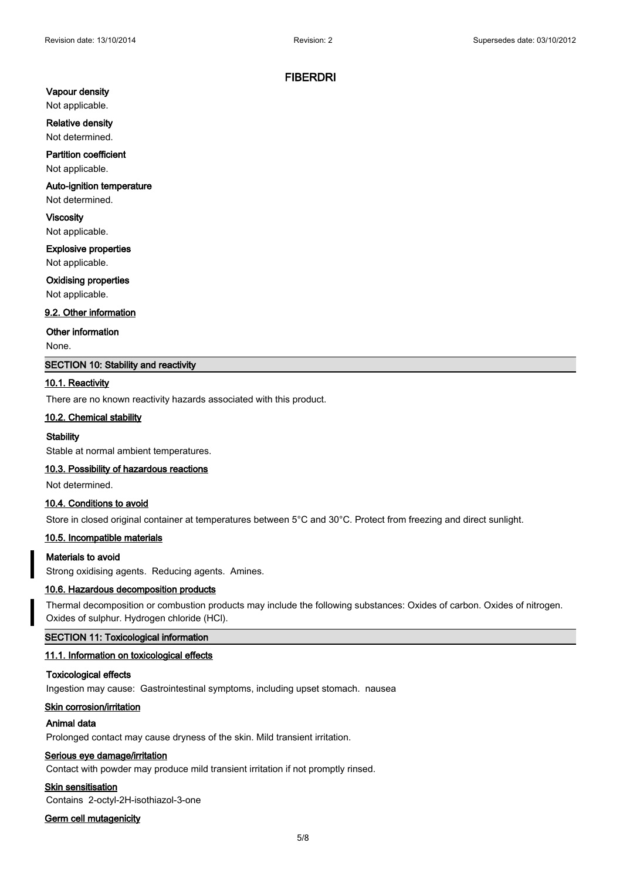**Vapour density**

Not applicable.

**Relative density**

Not determined.

**Partition coefficient**

Not applicable.

**Auto-ignition temperature**

Not determined.

**Viscosity**

Not applicable.

**Explosive properties**

Not applicable.

**Oxidising properties**

Not applicable.

### 9.2. Other information

**Other information**

None.

## SECTION 10: Stability and reactivity

### 10.1. Reactivity

There are no known reactivity hazards associated with this product.

### 10.2. Chemical stability

**Stability**

Stable at normal ambient temperatures.

### 10.3. Possibility of hazardous reactions

Not determined.

### 10.4. Conditions to avoid

Store in closed original container at temperatures between 5°C and 30°C. Protect from freezing and direct sunlight.

### 10.5. Incompatible materials

**Materials to avoid**

Strong oxidising agents. Reducing agents. Amines.

### 10.6. Hazardous decomposition products

Thermal decomposition or combustion products may include the following substances: Oxides of carbon. Oxides of nitrogen. Oxides of sulphur. Hydrogen chloride (HCl).

## SECTION 11: Toxicological information

### 11.1. Information on toxicological effects

**Toxicological effects**

Ingestion may cause: Gastrointestinal symptoms, including upset stomach. nausea

**Skin corrosion/irritation**

**Animal data**

Prolonged contact may cause dryness of the skin. Mild transient irritation.

**Serious eye damage/irritation**

Contact with powder may produce mild transient irritation if not promptly rinsed.

**Skin sensitisation**

Contains 2-octyl-2H-isothiazol-3-one

**Germ cell mutagenicity**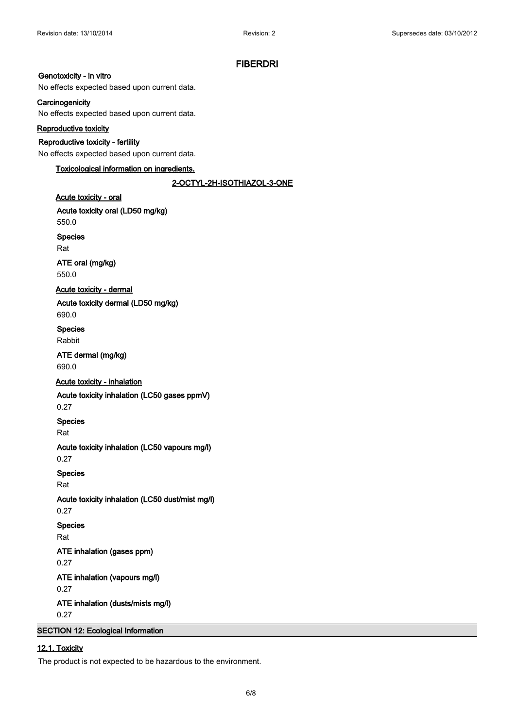# FIBERDRI

**Genotoxicity - in vitro**

No effects expected based upon current data.

**Carcinogenicity**

No effects expected based upon current data.

**Reproductive toxicity**

**Reproductive toxicity - fertility**

No effects expected based upon current data.

**Toxicological information on ingredients.**

**2-OCTYL-2H-ISOTHIAZOL-3-ONE**

**Acute toxicity - oral**

**Acute toxicity oral (LD50 mg/kg)**

550.0

**Species**

Rat

**ATE oral (mg/kg)**

550.0

**Acute toxicity - dermal**

**Acute toxicity dermal (LD50 mg/kg)**

690.0

**Species**

Rabbit

**ATE dermal (mg/kg)**

690.0

**Acute toxicity - inhalation**

**Acute toxicity inhalation (LC50 gases ppmV)**

0.27

**Species**

Rat

**Acute toxicity inhalation (LC50 vapours mg/l)**

0.27

**Species**

Rat

**Acute toxicity inhalation (LC50 dust/mist mg/l)**

0.27

**Species**

Rat

**ATE inhalation (gases ppm)**

0.27

**ATE inhalation (vapours mg/l)**

0.27

**ATE inhalation (dusts/mists mg/l)**

0.27

## SECTION 12: Ecological Information

### 12.1. Toxicity

The product is not expected to be hazardous to the environment.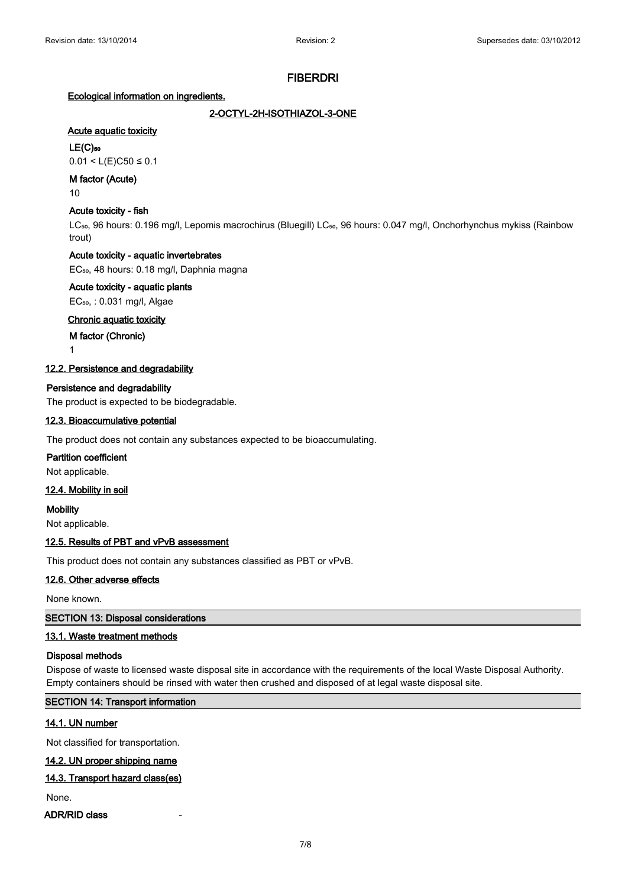# FIBERDRI

**Ecological information on ingredients.**

**2-OCTYL-2H-ISOTHIAZOL-3-ONE**

**Acute aquatic toxicity**

**$LE(C)_{50}$**

$0.01 < L(E)C50 \leq 0.1$

**M factor (Acute)**

10

**Acute toxicity - fish**

$LC_{50}$, 96 hours: 0.196 mg/l, Lepomis macrochirus (Bluegill) $LC_{50}$, 96 hours: 0.047 mg/l, Onchorhynchus mykiss (Rainbow trout)

**Acute toxicity - aquatic invertebrates**

$EC_{50}$, 48 hours: 0.18 mg/l, Daphnia magna

**Acute toxicity - aquatic plants**

$EC_{50}$, : 0.031 mg/l, Algae

**Chronic aquatic toxicity**

**M factor (Chronic)**

1

## 12.2. Persistence and degradability

**Persistence and degradability**

The product is expected to be biodegradable.

## 12.3. Bioaccumulative potential

The product does not contain any substances expected to be bioaccumulating.

**Partition coefficient**

Not applicable.

## 12.4. Mobility in soil

**Mobility**

Not applicable.

## 12.5. Results of PBT and vPvB assessment

This product does not contain any substances classified as PBT or vPvB.

## 12.6. Other adverse effects

None known.

# SECTION 13: Disposal considerations

## 13.1. Waste treatment methods

**Disposal methods**

Dispose of waste to licensed waste disposal site in accordance with the requirements of the local Waste Disposal Authority. Empty containers should be rinsed with water then crushed and disposed of at legal waste disposal site.

# SECTION 14: Transport information

## 14.1. UN number

Not classified for transportation.

## 14.2. UN proper shipping name

## 14.3. Transport hazard class(es)

None.

**ADR/RID class** -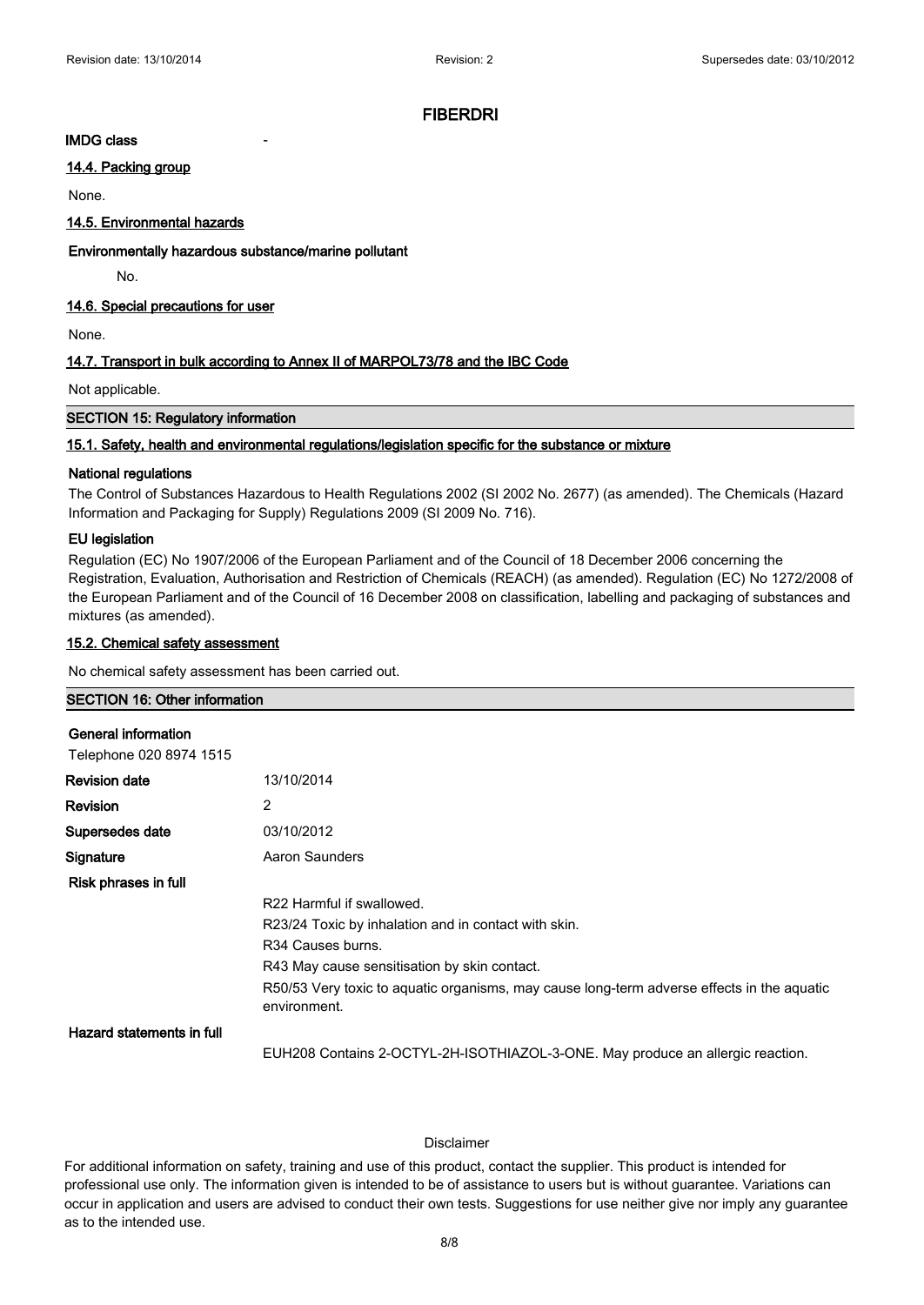**IMDG class** -

### 14.4. Packing group

None.

### 14.5. Environmental hazards

**Environmentally hazardous substance/marine pollutant**

No.

### 14.6. Special precautions for user

None.

### 14.7. Transport in bulk according to Annex II of MARPOL73/78 and the IBC Code

Not applicable.

## SECTION 15: Regulatory information

### 15.1. Safety, health and environmental regulations/legislation specific for the substance or mixture

**National regulations**

The Control of Substances Hazardous to Health Regulations 2002 (SI 2002 No. 2677) (as amended). The Chemicals (Hazard Information and Packaging for Supply) Regulations 2009 (SI 2009 No. 716).

**EU legislation**

Regulation (EC) No 1907/2006 of the European Parliament and of the Council of 18 December 2006 concerning the Registration, Evaluation, Authorisation and Restriction of Chemicals (REACH) (as amended). Regulation (EC) No 1272/2008 of the European Parliament and of the Council of 16 December 2008 on classification, labelling and packaging of substances and mixtures (as amended).

### 15.2. Chemical safety assessment

No chemical safety assessment has been carried out.

## SECTION 16: Other information

**General information**

Telephone 020 8974 1515

| | |
|---|---|
| **Revision date** | 13/10/2014 |
| **Revision** | 2 |
| **Supersedes date** | 03/10/2012 |
| **Signature** | Aaron Saunders |
| **Risk phrases in full** | R22 Harmful if swallowed.<br>R23/24 Toxic by inhalation and in contact with skin.<br>R34 Causes burns.<br>R43 May cause sensitisation by skin contact.<br>R50/53 Very toxic to aquatic organisms, may cause long-term adverse effects in the aquatic environment. |
| **Hazard statements in full** | EUH208 Contains 2-OCTYL-2H-ISOTHIAZOL-3-ONE. May produce an allergic reaction. |

Disclaimer

For additional information on safety, training and use of this product, contact the supplier. This product is intended for professional use only. The information given is intended to be of assistance to users but is without guarantee. Variations can occur in application and users are advised to conduct their own tests. Suggestions for use neither give nor imply any guarantee as to the intended use.